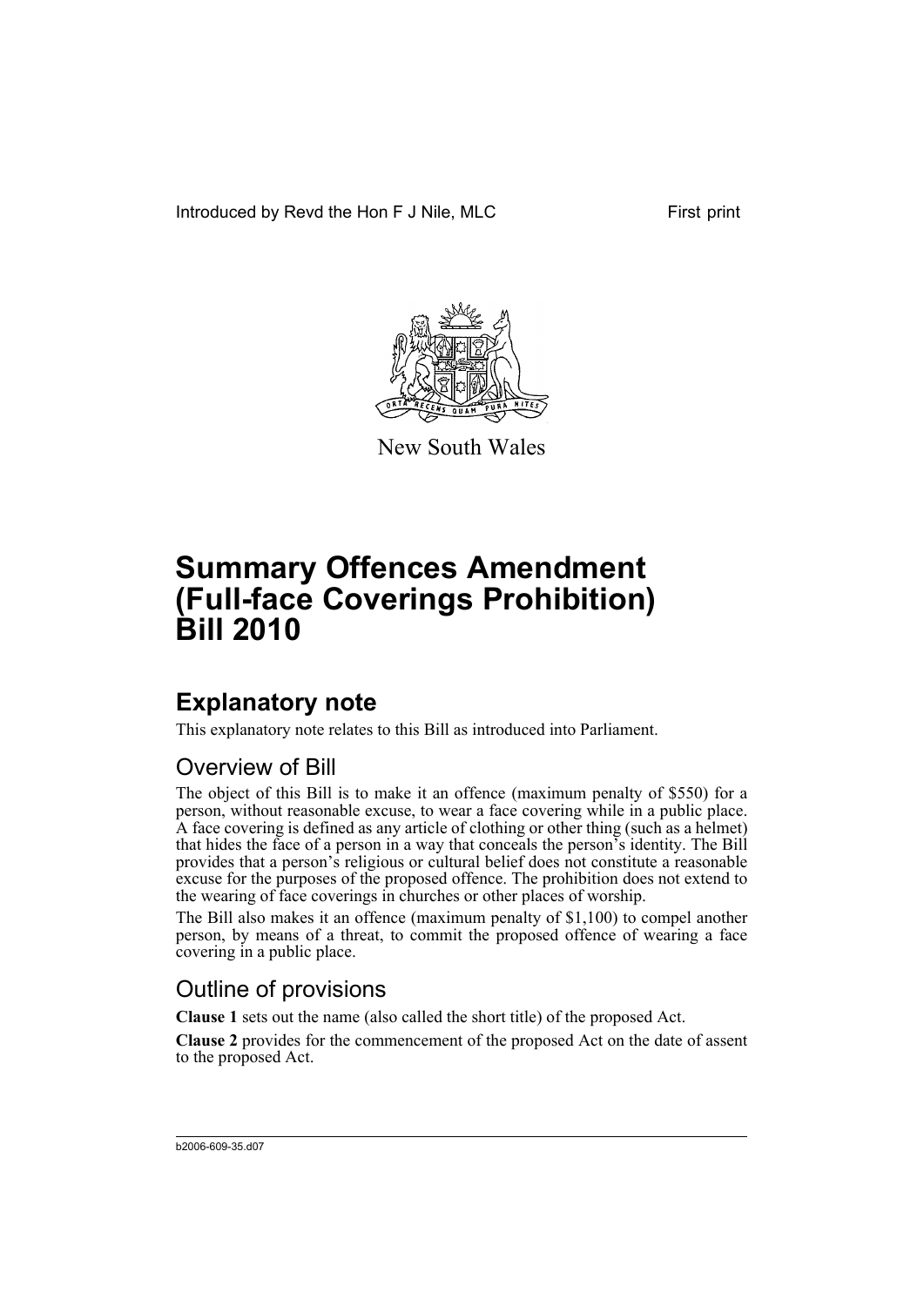Introduced by Revd the Hon F J Nile, MLC

First print

New South Wales

# Summary Offences Amendment (Full-face Coverings Prohibition) Bill 2010

## Explanatory note

This explanatory note relates to this Bill as introduced into Parliament.

### Overview of Bill

The object of this Bill is to make it an offence (maximum penalty of $550) for a person, without reasonable excuse, to wear a face covering while in a public place. A face covering is defined as any article of clothing or other thing (such as a helmet) that hides the face of a person in a way that conceals the person's identity. The Bill provides that a person's religious or cultural belief does not constitute a reasonable excuse for the purposes of the proposed offence. The prohibition does not extend to the wearing of face coverings in churches or other places of worship.

The Bill also makes it an offence (maximum penalty of $1,100) to compel another person, by means of a threat, to commit the proposed offence of wearing a face covering in a public place.

### Outline of provisions

**Clause 1** sets out the name (also called the short title) of the proposed Act.

**Clause 2** provides for the commencement of the proposed Act on the date of assent to the proposed Act.

b2006-609-35.d07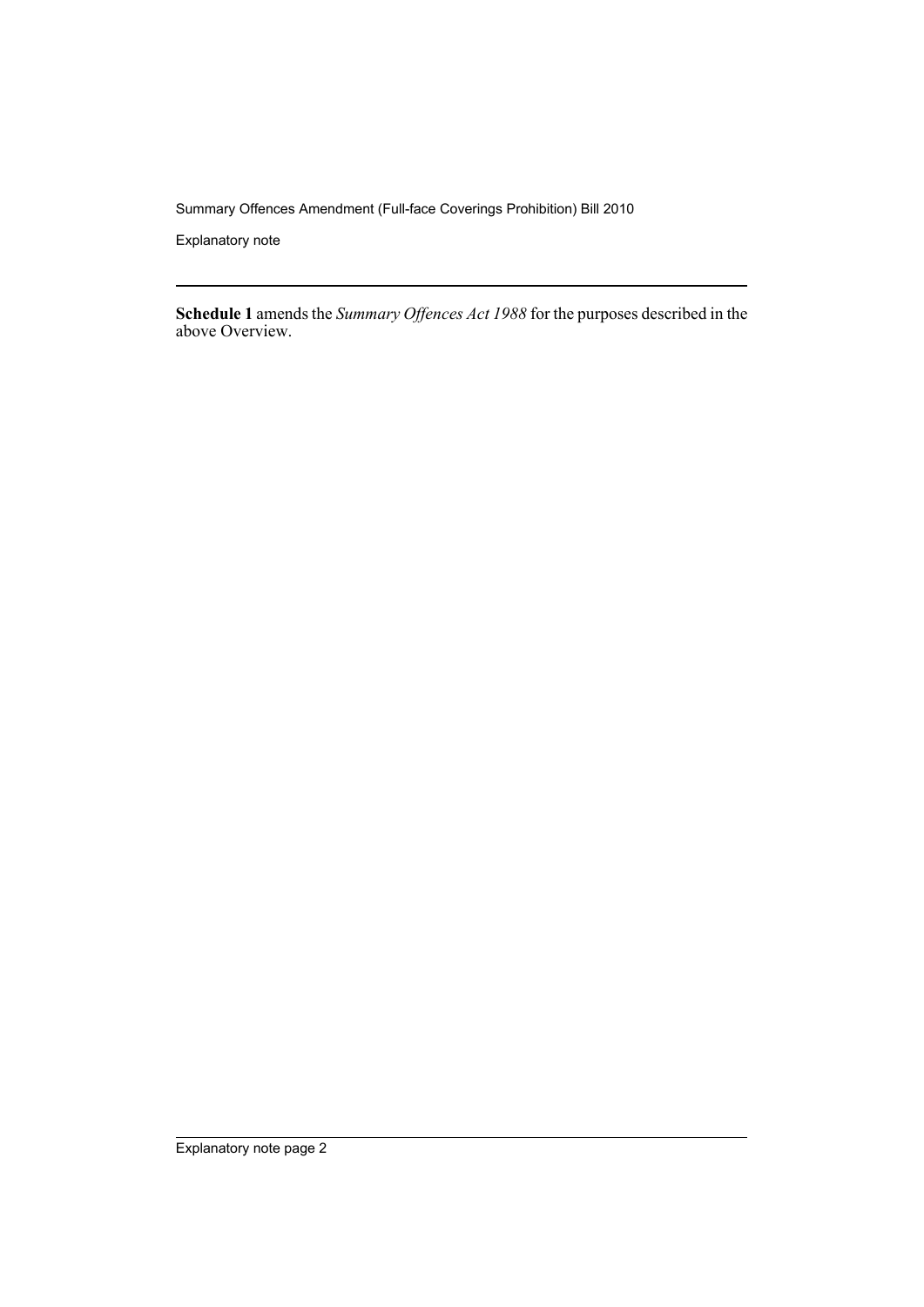**Schedule 1** amends the *Summary Offences Act 1988* for the purposes described in the above Overview.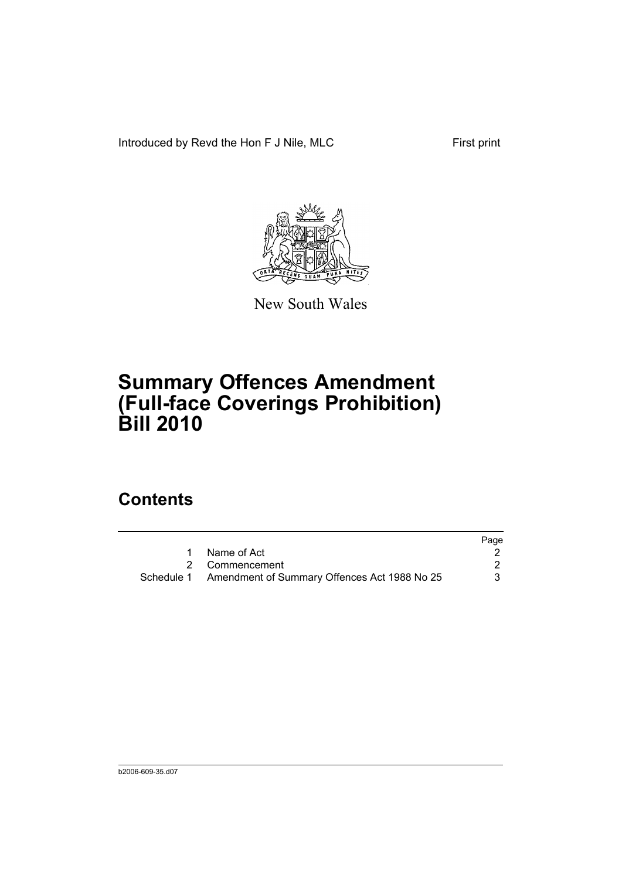Introduced by Revd the Hon F J Nile, MLC    First print

New South Wales

# Summary Offences Amendment (Full-face Coverings Prohibition) Bill 2010

## Contents

| | | Page |
|---|---|---|
| 1 | Name of Act | 2 |
| 2 | Commencement | 2 |
| Schedule 1 | Amendment of Summary Offences Act 1988 No 25 | 3 |

b2006-609-35.d07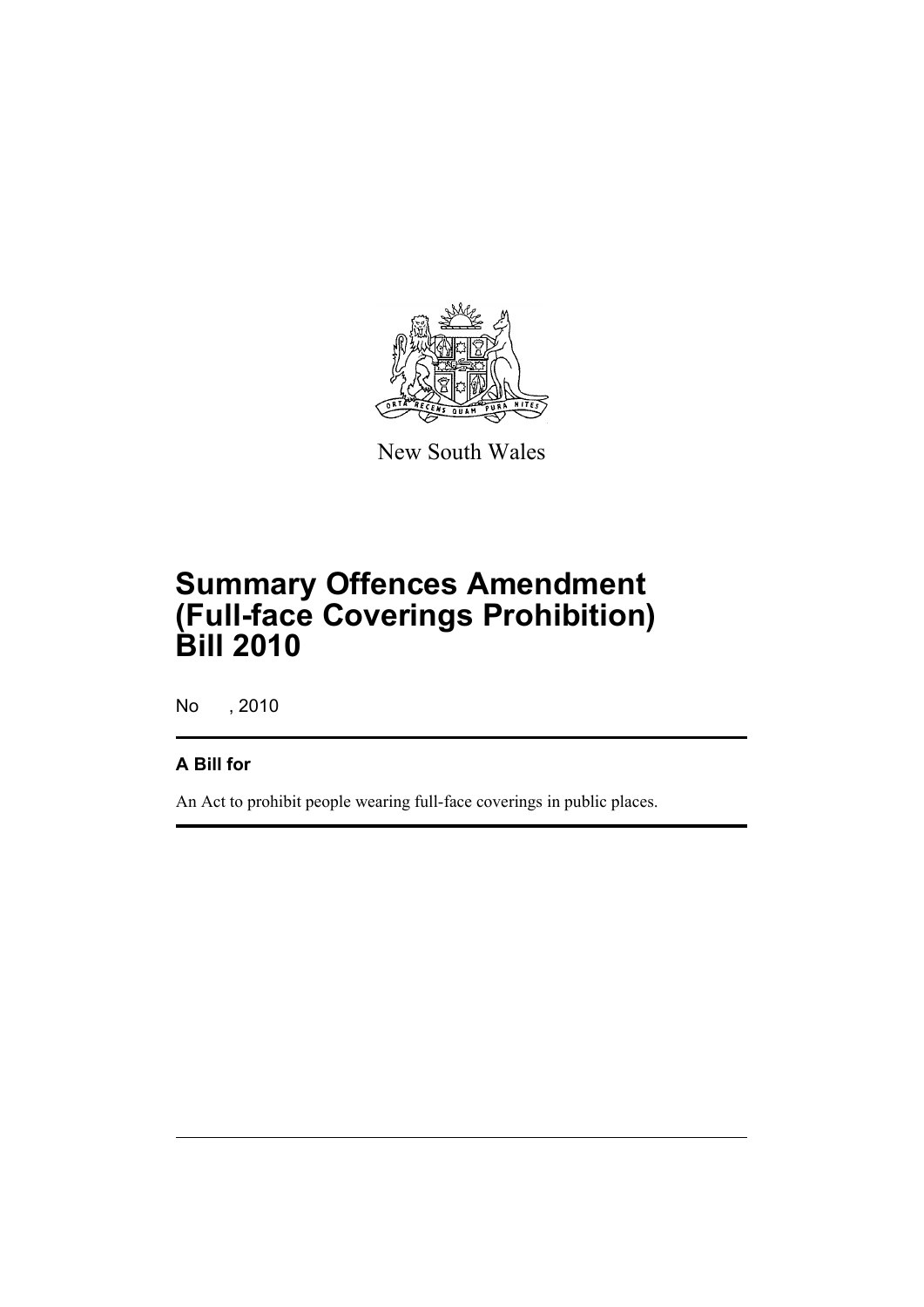New South Wales

# Summary Offences Amendment (Full-face Coverings Prohibition) Bill 2010

No , 2010

**A Bill for**

An Act to prohibit people wearing full-face coverings in public places.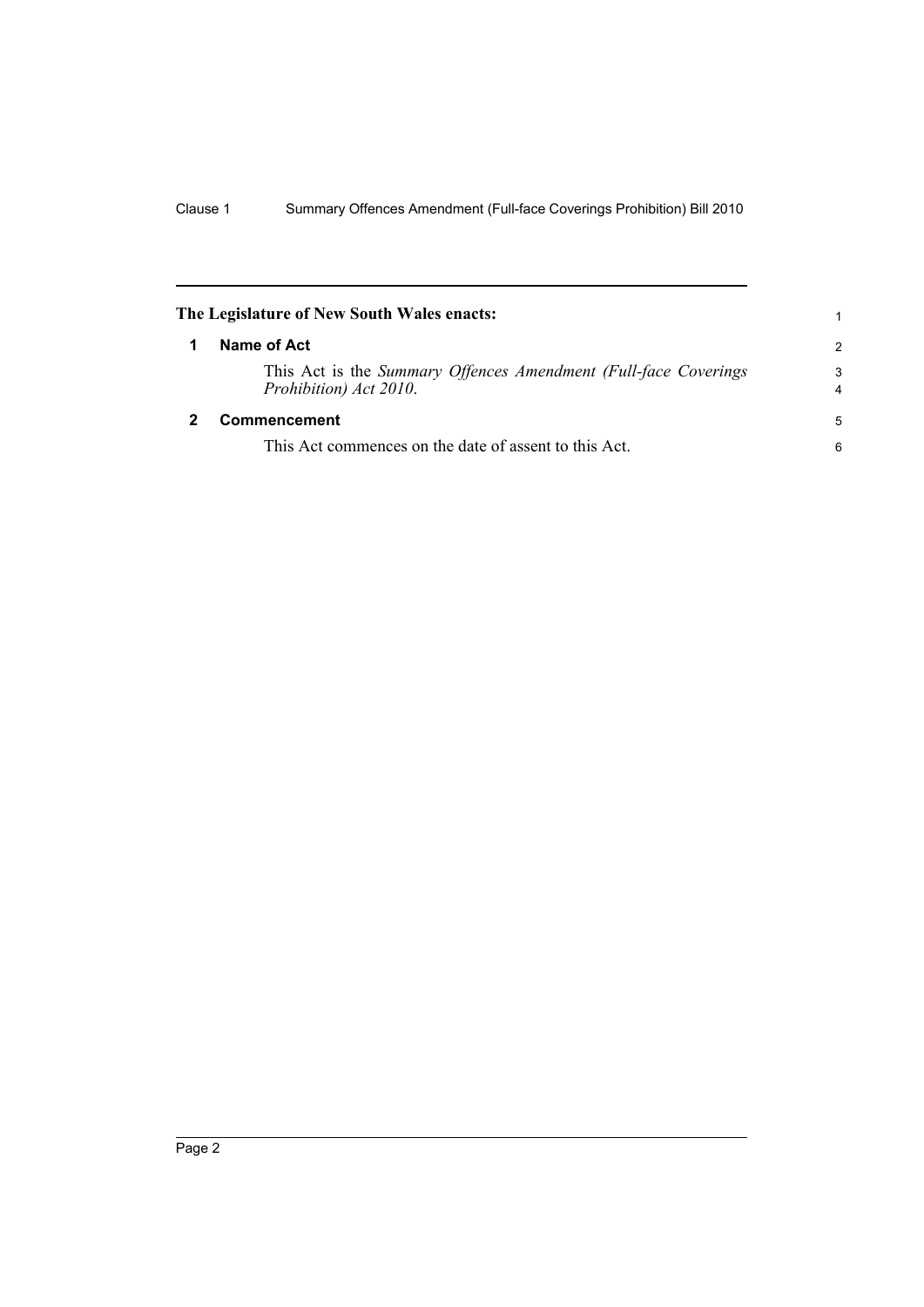**The Legislature of New South Wales enacts:**

## 1 Name of Act

This Act is the *Summary Offences Amendment (Full-face Coverings Prohibition) Act 2010*.

## 2 Commencement

This Act commences on the date of assent to this Act.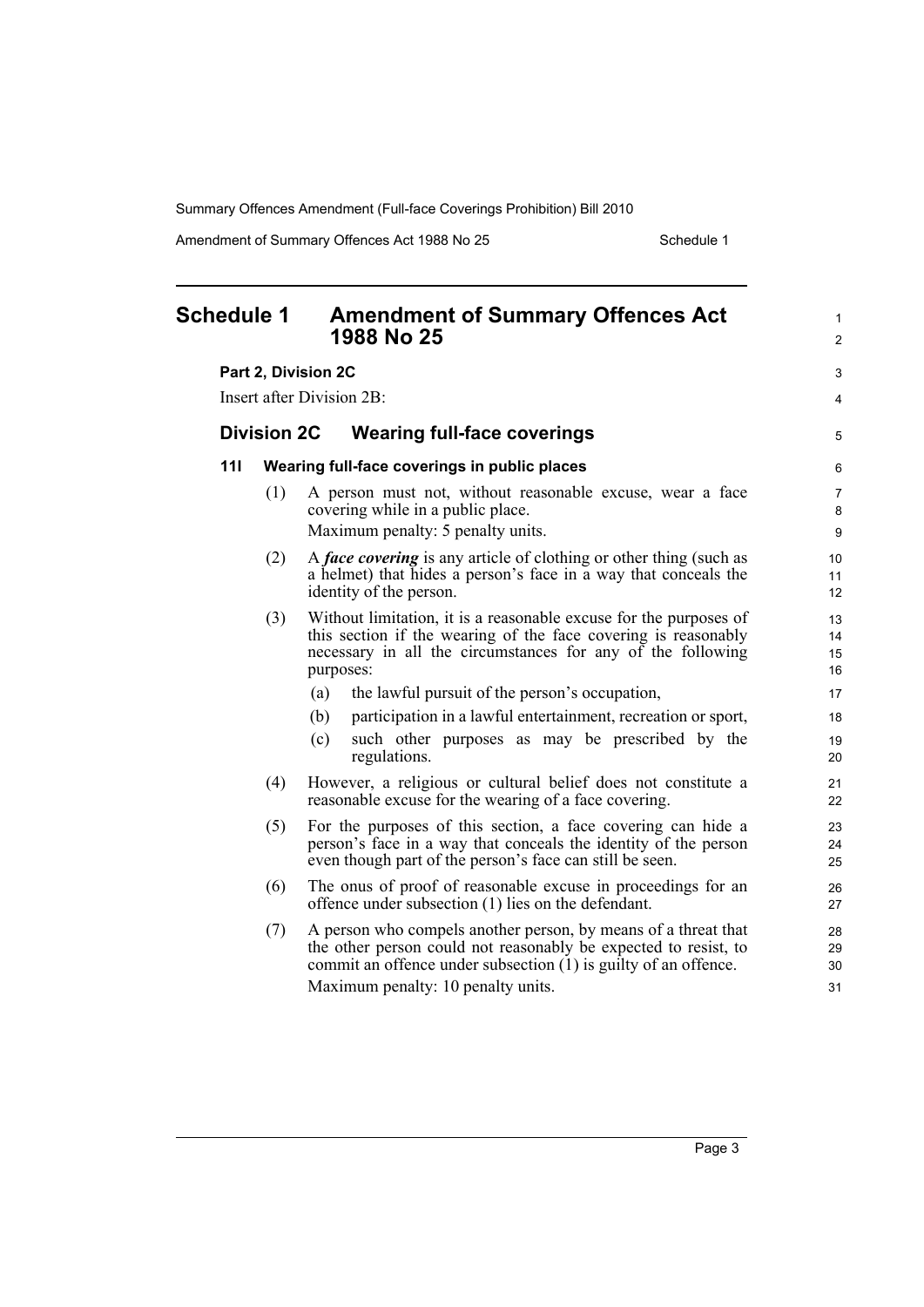# Schedule 1 Amendment of Summary Offences Act 1988 No 25

**Part 2, Division 2C**

Insert after Division 2B:

## Division 2C Wearing full-face coverings

### 11I Wearing full-face coverings in public places

(1) A person must not, without reasonable excuse, wear a face covering while in a public place.

Maximum penalty: 5 penalty units.

(2) A ***face covering*** is any article of clothing or other thing (such as a helmet) that hides a person's face in a way that conceals the identity of the person.

(3) Without limitation, it is a reasonable excuse for the purposes of this section if the wearing of the face covering is reasonably necessary in all the circumstances for any of the following purposes:

- (a) the lawful pursuit of the person's occupation,
- (b) participation in a lawful entertainment, recreation or sport,
- (c) such other purposes as may be prescribed by the regulations.

(4) However, a religious or cultural belief does not constitute a reasonable excuse for the wearing of a face covering.

(5) For the purposes of this section, a face covering can hide a person's face in a way that conceals the identity of the person even though part of the person's face can still be seen.

(6) The onus of proof of reasonable excuse in proceedings for an offence under subsection (1) lies on the defendant.

(7) A person who compels another person, by means of a threat that the other person could not reasonably be expected to resist, to commit an offence under subsection (1) is guilty of an offence.

Maximum penalty: 10 penalty units.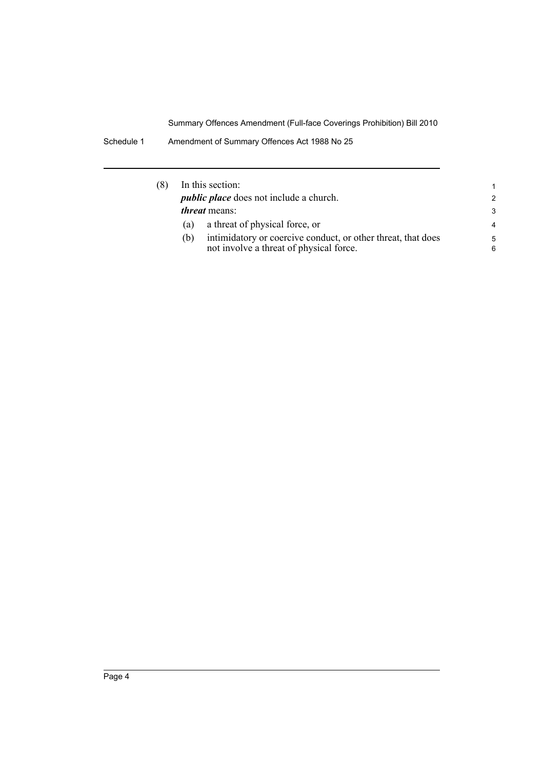(8) In this section:

***public place*** does not include a church.

***threat*** means:

(a) a threat of physical force, or

(b) intimidatory or coercive conduct, or other threat, that does not involve a threat of physical force.